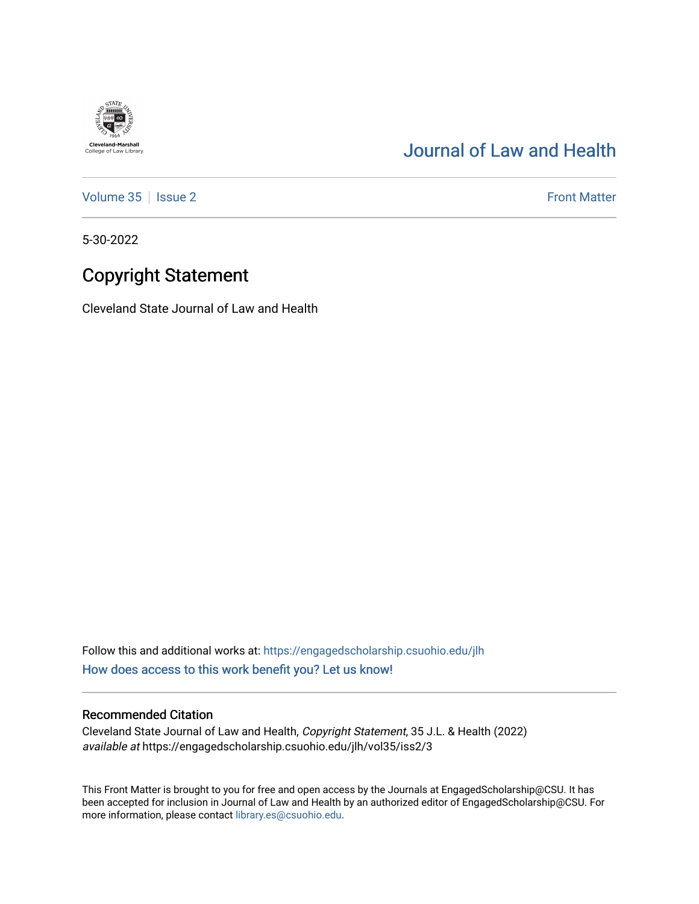Cleveland-Marshall College of Law Library

# Journal of Law and Health

Volume 35 | Issue 2 — Front Matter

5-30-2022

## Copyright Statement

Cleveland State Journal of Law and Health

Follow this and additional works at: https://engagedscholarship.csuohio.edu/jlh

How does access to this work benefit you? Let us know!

### Recommended Citation

Cleveland State Journal of Law and Health, *Copyright Statement*, 35 J.L. & Health (2022) *available at* https://engagedscholarship.csuohio.edu/jlh/vol35/iss2/3

This Front Matter is brought to you for free and open access by the Journals at EngagedScholarship@CSU. It has been accepted for inclusion in Journal of Law and Health by an authorized editor of EngagedScholarship@CSU. For more information, please contact library.es@csuohio.edu.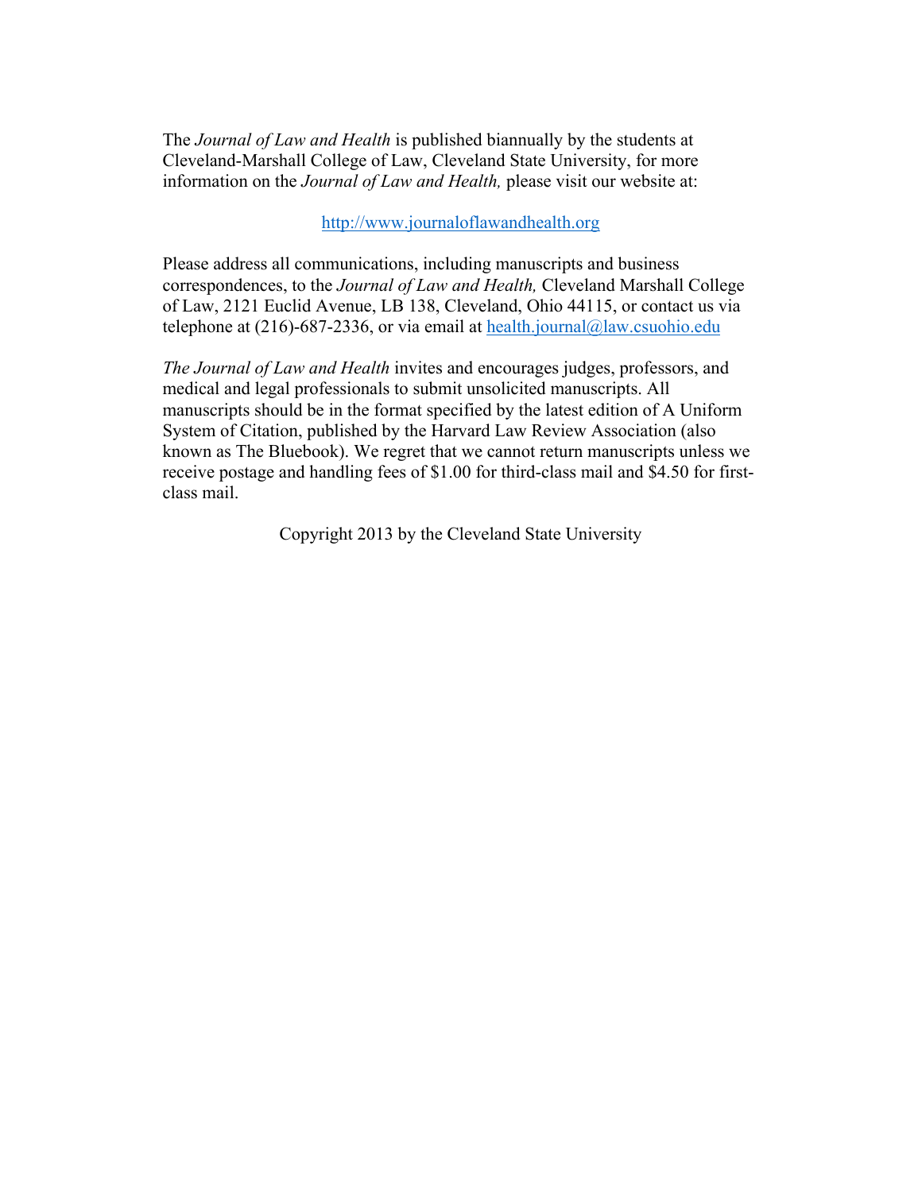The *Journal of Law and Health* is published biannually by the students at Cleveland-Marshall College of Law, Cleveland State University, for more information on the *Journal of Law and Health,* please visit our website at:

http://www.journaloflawandhealth.org

Please address all communications, including manuscripts and business correspondences, to the *Journal of Law and Health,* Cleveland Marshall College of Law, 2121 Euclid Avenue, LB 138, Cleveland, Ohio 44115, or contact us via telephone at (216)-687-2336, or via email at health.journal@law.csuohio.edu

*The Journal of Law and Health* invites and encourages judges, professors, and medical and legal professionals to submit unsolicited manuscripts. All manuscripts should be in the format specified by the latest edition of A Uniform System of Citation, published by the Harvard Law Review Association (also known as The Bluebook). We regret that we cannot return manuscripts unless we receive postage and handling fees of $1.00 for third-class mail and $4.50 for first-class mail.

Copyright 2013 by the Cleveland State University